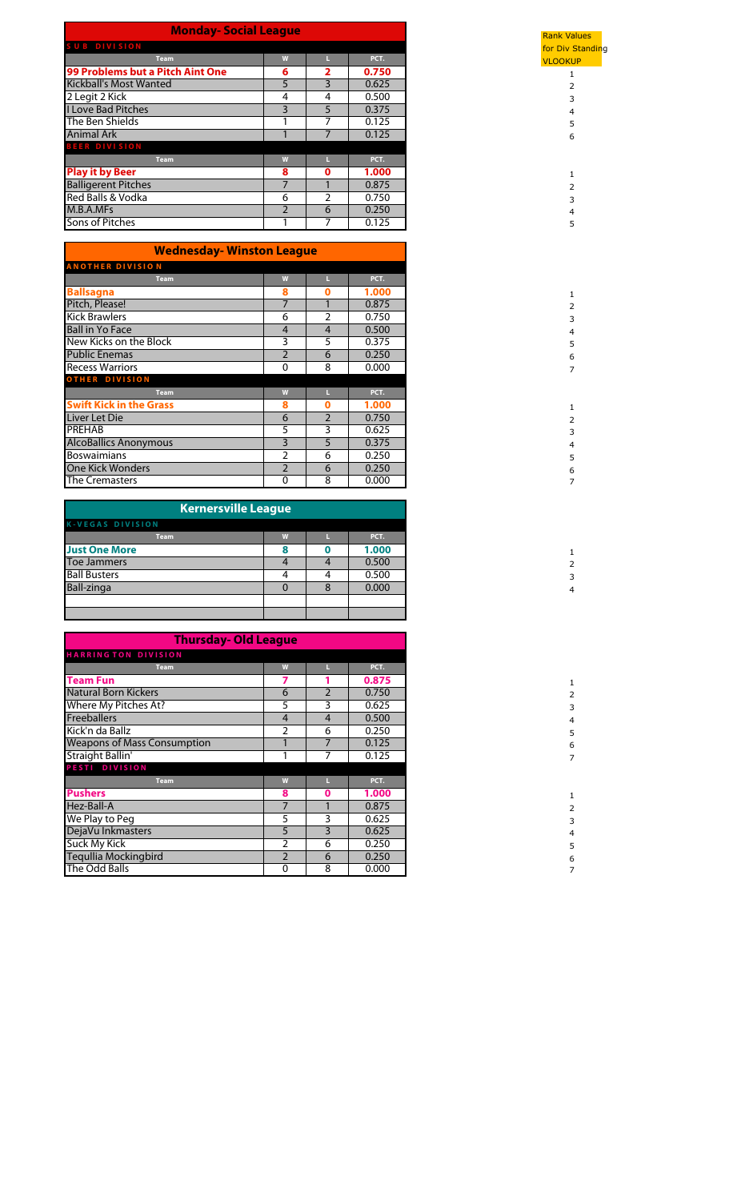## Monday- Social League

| Team | W | L | PCT. |
|---|---|---|---|
| **SUB DIVISION** | | | |
| **99 Problems but a Pitch Aint One** | **6** | **2** | **0.750** |
| Kickball's Most Wanted | 5 | 3 | 0.625 |
| 2 Legit 2 Kick | 4 | 4 | 0.500 |
| I Love Bad Pitches | 3 | 5 | 0.375 |
| The Ben Shields | 1 | 7 | 0.125 |
| Animal Ark | 1 | 7 | 0.125 |
| **BEER DIVISION** | | | |
| **Play it by Beer** | **8** | **0** | **1.000** |
| Balligerent Pitches | 7 | 1 | 0.875 |
| Red Balls & Vodka | 6 | 2 | 0.750 |
| M.B.A.MFs | 2 | 6 | 0.250 |
| Sons of Pitches | 1 | 7 | 0.125 |

Rank Values for Div Standing VLOOKUP

| Rank |
|---|
| 1 |
| 2 |
| 3 |
| 4 |
| 5 |
| 6 |
| 1 |
| 2 |
| 3 |
| 4 |
| 5 |

## Wednesday- Winston League

| Team | W | L | PCT. |
|---|---|---|---|
| **ANOTHER DIVISION** | | | |
| **Ballsagna** | **8** | **0** | **1.000** |
| Pitch, Please! | 7 | 1 | 0.875 |
| Kick Brawlers | 6 | 2 | 0.750 |
| Ball in Yo Face | 4 | 4 | 0.500 |
| New Kicks on the Block | 3 | 5 | 0.375 |
| Public Enemas | 2 | 6 | 0.250 |
| Recess Warriors | 0 | 8 | 0.000 |
| **OTHER DIVISION** | | | |
| **Swift Kick in the Grass** | **8** | **0** | **1.000** |
| Liver Let Die | 6 | 2 | 0.750 |
| PREHAB | 5 | 3 | 0.625 |
| AlcoBallics Anonymous | 3 | 5 | 0.375 |
| Boswaimians | 2 | 6 | 0.250 |
| One Kick Wonders | 2 | 6 | 0.250 |
| The Cremasters | 0 | 8 | 0.000 |

1 2 3 4 5 6 7

1 2 3 4 5 6 7

## Kernersville League

| Team | W | L | PCT. |
|---|---|---|---|
| **K-VEGAS DIVISION** | | | |
| **Just One More** | **8** | **0** | **1.000** |
| Toe Jammers | 4 | 4 | 0.500 |
| Ball Busters | 4 | 4 | 0.500 |
| Ball-zinga | 0 | 8 | 0.000 |

1 2 3 4

## Thursday- Old League

| Team | W | L | PCT. |
|---|---|---|---|
| **HARRINGTON DIVISION** | | | |
| **Team Fun** | **7** | **1** | **0.875** |
| Natural Born Kickers | 6 | 2 | 0.750 |
| Where My Pitches At? | 5 | 3 | 0.625 |
| Freeballers | 4 | 4 | 0.500 |
| Kick'n da Ballz | 2 | 6 | 0.250 |
| Weapons of Mass Consumption | 1 | 7 | 0.125 |
| Straight Ballin' | 1 | 7 | 0.125 |
| **PESTI DIVISION** | | | |
| **Pushers** | **8** | **0** | **1.000** |
| Hez-Ball-A | 7 | 1 | 0.875 |
| We Play to Peg | 5 | 3 | 0.625 |
| DejaVu Inkmasters | 5 | 3 | 0.625 |
| Suck My Kick | 2 | 6 | 0.250 |
| Tequllia Mockingbird | 2 | 6 | 0.250 |
| The Odd Balls | 0 | 8 | 0.000 |

1 2 3 4 5 6 7

1 2 3 4 5 6 7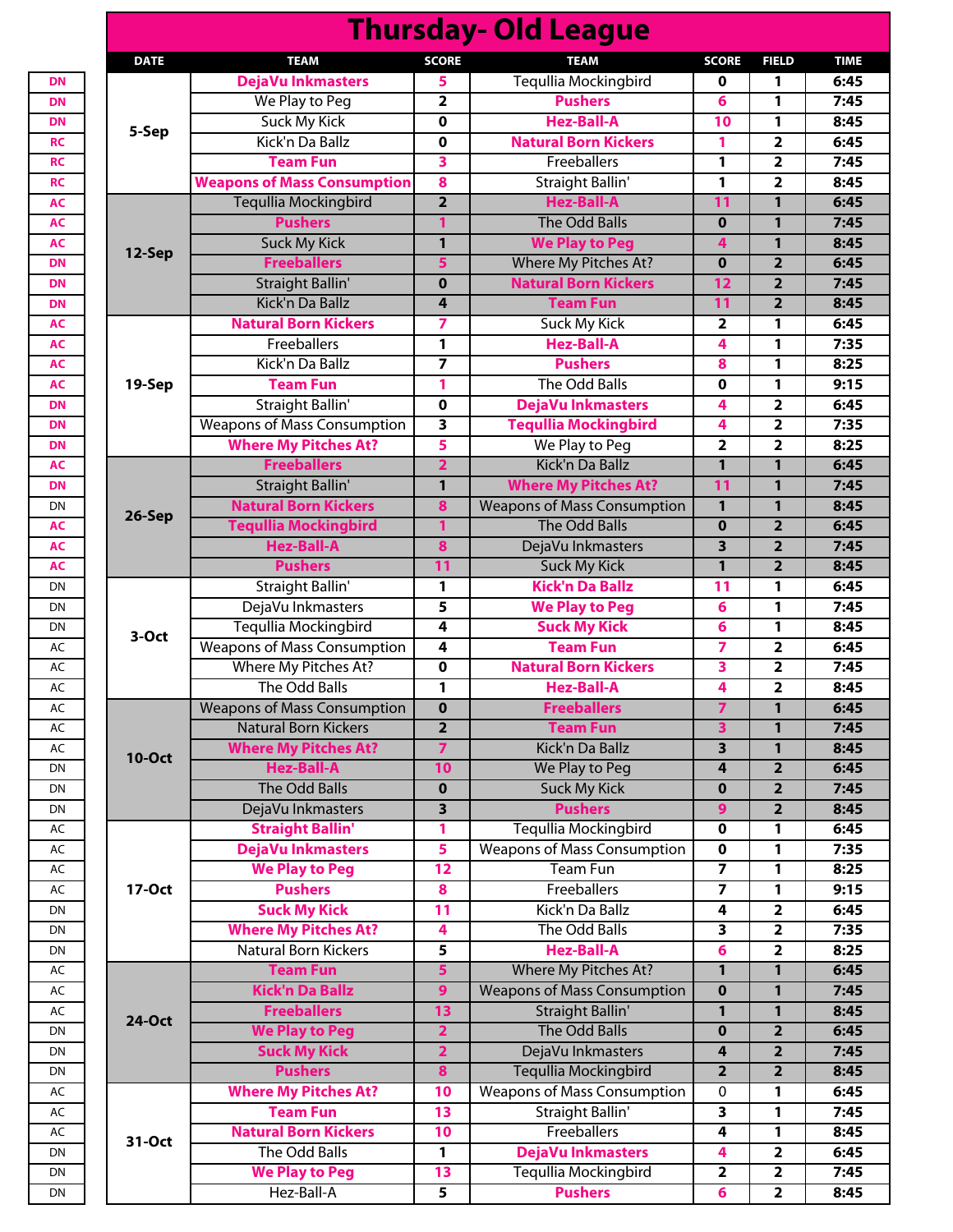# Thursday- Old League

| | DATE | TEAM | SCORE | TEAM | SCORE | FIELD | TIME |
|---|---|---|---|---|---|---|---|
| DN | 5-Sep | **DejaVu Inkmasters** | **5** | Tequllia Mockingbird | 0 | 1 | 6:45 |
| DN | | We Play to Peg | 2 | **Pushers** | **6** | 1 | 7:45 |
| DN | | Suck My Kick | 0 | **Hez-Ball-A** | **10** | 1 | 8:45 |
| RC | | Kick'n Da Ballz | 0 | **Natural Born Kickers** | **1** | 2 | 6:45 |
| RC | | **Team Fun** | **3** | Freeballers | 1 | 2 | 7:45 |
| RC | | **Weapons of Mass Consumption** | **8** | Straight Ballin' | 1 | 2 | 8:45 |
| AC | 12-Sep | Tequllia Mockingbird | 2 | **Hez-Ball-A** | **11** | 1 | 6:45 |
| AC | | **Pushers** | **1** | The Odd Balls | 0 | 1 | 7:45 |
| AC | | Suck My Kick | 1 | **We Play to Peg** | **4** | 1 | 8:45 |
| DN | | **Freeballers** | **5** | Where My Pitches At? | 0 | 2 | 6:45 |
| DN | | Straight Ballin' | 0 | **Natural Born Kickers** | **12** | 2 | 7:45 |
| DN | | Kick'n Da Ballz | 4 | **Team Fun** | **11** | 2 | 8:45 |
| AC | 19-Sep | **Natural Born Kickers** | **7** | Suck My Kick | 2 | 1 | 6:45 |
| AC | | Freeballers | 1 | **Hez-Ball-A** | **4** | 1 | 7:35 |
| AC | | Kick'n Da Ballz | 7 | **Pushers** | **8** | 1 | 8:25 |
| AC | | **Team Fun** | **1** | The Odd Balls | 0 | 1 | 9:15 |
| DN | | Straight Ballin' | 0 | **DejaVu Inkmasters** | **4** | 2 | 6:45 |
| DN | | Weapons of Mass Consumption | 3 | **Tequllia Mockingbird** | **4** | 2 | 7:35 |
| DN | | **Where My Pitches At?** | **5** | We Play to Peg | 2 | 2 | 8:25 |
| AC | 26-Sep | **Freeballers** | **2** | Kick'n Da Ballz | 1 | 1 | 6:45 |
| DN | | Straight Ballin' | 1 | **Where My Pitches At?** | **11** | 1 | 7:45 |
| DN | | **Natural Born Kickers** | **8** | Weapons of Mass Consumption | 1 | 1 | 8:45 |
| AC | | **Tequllia Mockingbird** | **1** | The Odd Balls | 0 | 2 | 6:45 |
| AC | | **Hez-Ball-A** | **8** | DejaVu Inkmasters | 3 | 2 | 7:45 |
| AC | | **Pushers** | **11** | Suck My Kick | 1 | 2 | 8:45 |
| DN | 3-Oct | Straight Ballin' | 1 | **Kick'n Da Ballz** | **11** | 1 | 6:45 |
| DN | | DejaVu Inkmasters | 5 | **We Play to Peg** | **6** | 1 | 7:45 |
| DN | | Tequllia Mockingbird | 4 | **Suck My Kick** | **6** | 1 | 8:45 |
| AC | | Weapons of Mass Consumption | 4 | **Team Fun** | **7** | 2 | 6:45 |
| AC | | Where My Pitches At? | 0 | **Natural Born Kickers** | **3** | 2 | 7:45 |
| AC | | The Odd Balls | 1 | **Hez-Ball-A** | **4** | 2 | 8:45 |
| AC | 10-Oct | Weapons of Mass Consumption | 0 | **Freeballers** | **7** | 1 | 6:45 |
| AC | | Natural Born Kickers | 2 | **Team Fun** | **3** | 1 | 7:45 |
| AC | | **Where My Pitches At?** | **7** | Kick'n Da Ballz | 3 | 1 | 8:45 |
| DN | | **Hez-Ball-A** | **10** | We Play to Peg | 4 | 2 | 6:45 |
| DN | | The Odd Balls | 0 | Suck My Kick | 0 | 2 | 7:45 |
| DN | | DejaVu Inkmasters | 3 | **Pushers** | **9** | 2 | 8:45 |
| AC | 17-Oct | **Straight Ballin'** | **1** | Tequllia Mockingbird | 0 | 1 | 6:45 |
| AC | | **DejaVu Inkmasters** | **5** | Weapons of Mass Consumption | 0 | 1 | 7:35 |
| AC | | **We Play to Peg** | **12** | Team Fun | 7 | 1 | 8:25 |
| AC | | **Pushers** | **8** | Freeballers | 7 | 1 | 9:15 |
| DN | | **Suck My Kick** | **11** | Kick'n Da Ballz | 4 | 2 | 6:45 |
| DN | | **Where My Pitches At?** | **4** | The Odd Balls | 3 | 2 | 7:35 |
| DN | | Natural Born Kickers | 5 | **Hez-Ball-A** | **6** | 2 | 8:25 |
| AC | 24-Oct | **Team Fun** | **5** | Where My Pitches At? | 1 | 1 | 6:45 |
| AC | | **Kick'n Da Ballz** | **9** | Weapons of Mass Consumption | 0 | 1 | 7:45 |
| AC | | **Freeballers** | **13** | Straight Ballin' | 1 | 1 | 8:45 |
| DN | | **We Play to Peg** | **2** | The Odd Balls | 0 | 2 | 6:45 |
| DN | | **Suck My Kick** | **2** | DejaVu Inkmasters | 4 | 2 | 7:45 |
| DN | | **Pushers** | **8** | Tequllia Mockingbird | 2 | 2 | 8:45 |
| AC | 31-Oct | **Where My Pitches At?** | **10** | Weapons of Mass Consumption | 0 | 1 | 6:45 |
| AC | | **Team Fun** | **13** | Straight Ballin' | 3 | 1 | 7:45 |
| AC | | **Natural Born Kickers** | **10** | Freeballers | 4 | 1 | 8:45 |
| DN | | The Odd Balls | 1 | **DejaVu Inkmasters** | **4** | 2 | 6:45 |
| DN | | **We Play to Peg** | **13** | Tequllia Mockingbird | 2 | 2 | 7:45 |
| DN | | Hez-Ball-A | 5 | **Pushers** | **6** | 2 | 8:45 |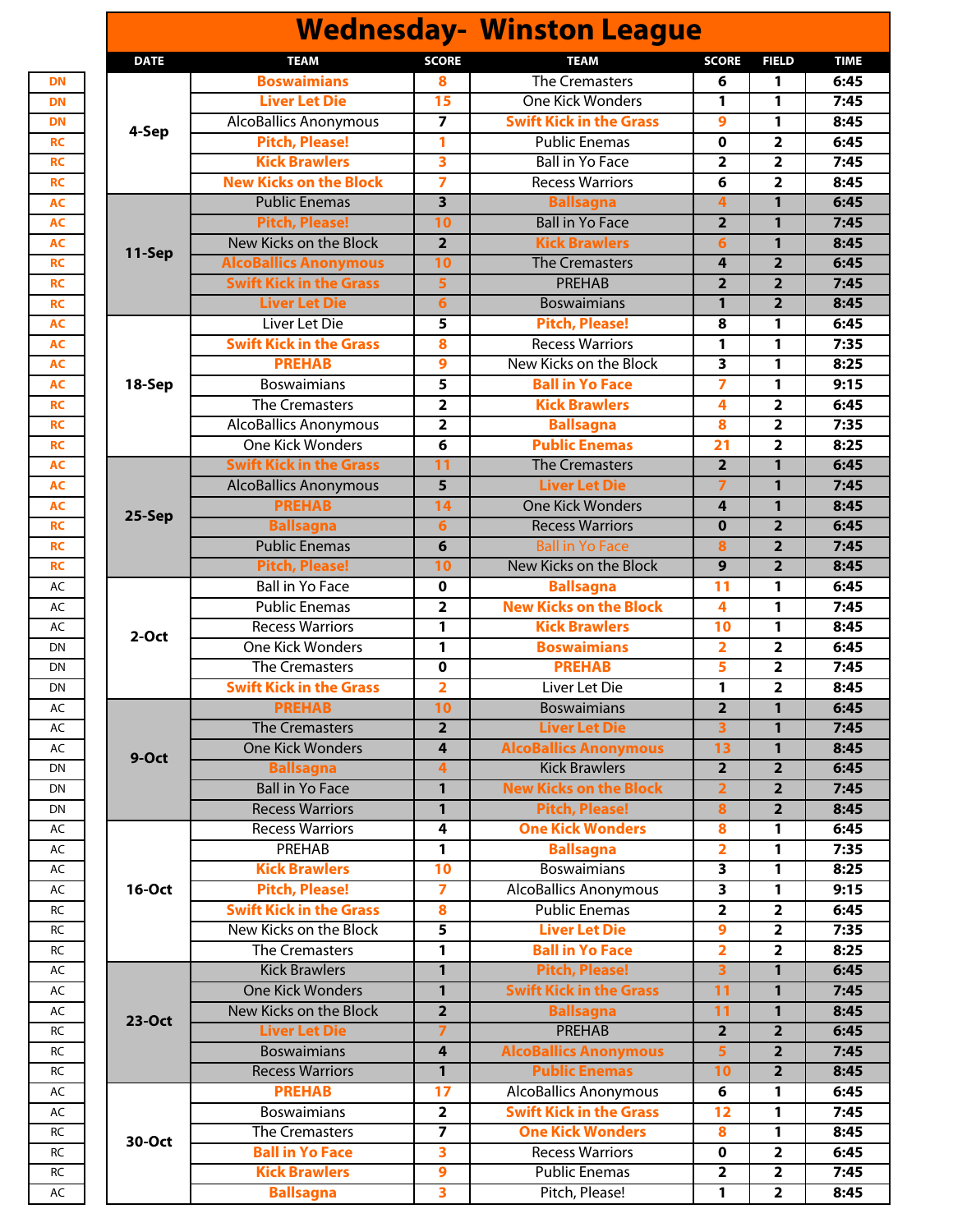# Wednesday- Winston League

| | DATE | TEAM | SCORE | TEAM | SCORE | FIELD | TIME |
|---|---|---|---|---|---|---|---|
| DN | 4-Sep | **Boswaimians** | **8** | The Cremasters | 6 | 1 | 6:45 |
| DN | | **Liver Let Die** | **15** | One Kick Wonders | 1 | 1 | 7:45 |
| DN | | AlcoBallics Anonymous | 7 | **Swift Kick in the Grass** | **9** | 1 | 8:45 |
| RC | | **Pitch, Please!** | **1** | Public Enemas | 0 | 2 | 6:45 |
| RC | | **Kick Brawlers** | **3** | Ball in Yo Face | 2 | 2 | 7:45 |
| RC | | **New Kicks on the Block** | **7** | Recess Warriors | 6 | 2 | 8:45 |
| AC | 11-Sep | Public Enemas | 3 | **Ballsagna** | **4** | 1 | 6:45 |
| AC | | **Pitch, Please!** | **10** | Ball in Yo Face | 2 | 1 | 7:45 |
| AC | | New Kicks on the Block | 2 | **Kick Brawlers** | **6** | 1 | 8:45 |
| RC | | **AlcoBallics Anonymous** | **10** | The Cremasters | 4 | 2 | 6:45 |
| RC | | **Swift Kick in the Grass** | **5** | PREHAB | 2 | 2 | 7:45 |
| RC | | **Liver Let Die** | **6** | Boswaimians | 1 | 2 | 8:45 |
| AC | 18-Sep | Liver Let Die | 5 | **Pitch, Please!** | **8** | 1 | 6:45 |
| AC | | **Swift Kick in the Grass** | **8** | Recess Warriors | 1 | 1 | 7:35 |
| AC | | **PREHAB** | **9** | New Kicks on the Block | 3 | 1 | 8:25 |
| AC | | Boswaimians | 5 | **Ball in Yo Face** | **7** | 1 | 9:15 |
| RC | | The Cremasters | 2 | **Kick Brawlers** | **4** | 2 | 6:45 |
| RC | | AlcoBallics Anonymous | 2 | **Ballsagna** | **8** | 2 | 7:35 |
| RC | | One Kick Wonders | 6 | **Public Enemas** | **21** | 2 | 8:25 |
| AC | 25-Sep | **Swift Kick in the Grass** | **11** | The Cremasters | 2 | 1 | 6:45 |
| AC | | AlcoBallics Anonymous | 5 | **Liver Let Die** | **7** | 1 | 7:45 |
| AC | | **PREHAB** | **14** | One Kick Wonders | 4 | 1 | 8:45 |
| RC | | **Ballsagna** | **6** | Recess Warriors | 0 | 2 | 6:45 |
| RC | | Public Enemas | 6 | Ball in Yo Face | 8 | 2 | 7:45 |
| RC | | **Pitch, Please!** | **10** | New Kicks on the Block | 9 | 2 | 8:45 |
| AC | 2-Oct | Ball in Yo Face | 0 | **Ballsagna** | **11** | 1 | 6:45 |
| AC | | Public Enemas | 2 | **New Kicks on the Block** | **4** | 1 | 7:45 |
| AC | | Recess Warriors | 1 | **Kick Brawlers** | **10** | 1 | 8:45 |
| DN | | One Kick Wonders | 1 | **Boswaimians** | **2** | 2 | 6:45 |
| DN | | The Cremasters | 0 | **PREHAB** | **5** | 2 | 7:45 |
| DN | | **Swift Kick in the Grass** | **2** | Liver Let Die | 1 | 2 | 8:45 |
| AC | 9-Oct | **PREHAB** | **10** | Boswaimians | 2 | 1 | 6:45 |
| AC | | The Cremasters | 2 | **Liver Let Die** | **3** | 1 | 7:45 |
| AC | | One Kick Wonders | 4 | **AlcoBallics Anonymous** | **13** | 1 | 8:45 |
| DN | | **Ballsagna** | **4** | Kick Brawlers | 2 | 2 | 6:45 |
| DN | | Ball in Yo Face | 1 | **New Kicks on the Block** | **2** | 2 | 7:45 |
| DN | | Recess Warriors | 1 | **Pitch, Please!** | **8** | 2 | 8:45 |
| AC | 16-Oct | Recess Warriors | 4 | **One Kick Wonders** | **8** | 1 | 6:45 |
| AC | | PREHAB | 1 | **Ballsagna** | **2** | 1 | 7:35 |
| AC | | **Kick Brawlers** | **10** | Boswaimians | 3 | 1 | 8:25 |
| AC | | **Pitch, Please!** | **7** | AlcoBallics Anonymous | 3 | 1 | 9:15 |
| RC | | **Swift Kick in the Grass** | **8** | Public Enemas | 2 | 2 | 6:45 |
| RC | | New Kicks on the Block | 5 | **Liver Let Die** | **9** | 2 | 7:35 |
| RC | | The Cremasters | 1 | **Ball in Yo Face** | **2** | 2 | 8:25 |
| AC | 23-Oct | Kick Brawlers | 1 | **Pitch, Please!** | **3** | 1 | 6:45 |
| AC | | One Kick Wonders | 1 | **Swift Kick in the Grass** | **11** | 1 | 7:45 |
| AC | | New Kicks on the Block | 2 | **Ballsagna** | **11** | 1 | 8:45 |
| RC | | **Liver Let Die** | **7** | PREHAB | 2 | 2 | 6:45 |
| RC | | Boswaimians | 4 | **AlcoBallics Anonymous** | **5** | 2 | 7:45 |
| RC | | Recess Warriors | 1 | **Public Enemas** | **10** | 2 | 8:45 |
| AC | 30-Oct | **PREHAB** | **17** | AlcoBallics Anonymous | 6 | 1 | 6:45 |
| AC | | Boswaimians | 2 | **Swift Kick in the Grass** | **12** | 1 | 7:45 |
| RC | | The Cremasters | 7 | **One Kick Wonders** | **8** | 1 | 8:45 |
| RC | | **Ball in Yo Face** | **3** | Recess Warriors | 0 | 2 | 6:45 |
| RC | | **Kick Brawlers** | **9** | Public Enemas | 2 | 2 | 7:45 |
| AC | | **Ballsagna** | **3** | Pitch, Please! | 1 | 2 | 8:45 |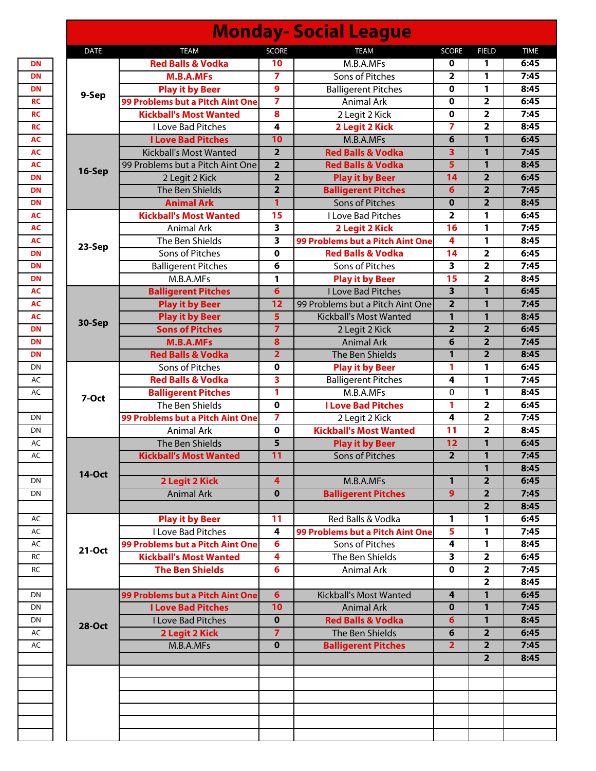# Monday- Social League

| | DATE | TEAM | SCORE | TEAM | SCORE | FIELD | TIME |
|---|---|---|---|---|---|---|---|
| DN | 9-Sep | Red Balls & Vodka | 10 | M.B.A.MFs | 0 | 1 | 6:45 |
| DN | | M.B.A.MFs | 7 | Sons of Pitches | 2 | 1 | 7:45 |
| DN | | Play it by Beer | 9 | Balligerent Pitches | 0 | 1 | 8:45 |
| RC | | 99 Problems but a Pitch Aint One | 7 | Animal Ark | 0 | 2 | 6:45 |
| RC | | Kickball's Most Wanted | 8 | 2 Legit 2 Kick | 0 | 2 | 7:45 |
| RC | | I Love Bad Pitches | 4 | 2 Legit 2 Kick | 7 | 2 | 8:45 |
| AC | 16-Sep | I Love Bad Pitches | 10 | M.B.A.MFs | 6 | 1 | 6:45 |
| AC | | Kickball's Most Wanted | 2 | Red Balls & Vodka | 3 | 1 | 7:45 |
| AC | | 99 Problems but a Pitch Aint One | 2 | Red Balls & Vodka | 5 | 1 | 8:45 |
| DN | | 2 Legit 2 Kick | 2 | Play it by Beer | 14 | 2 | 6:45 |
| DN | | The Ben Shields | 2 | Balligerent Pitches | 6 | 2 | 7:45 |
| DN | | Animal Ark | 1 | Sons of Pitches | 0 | 2 | 8:45 |
| AC | 23-Sep | Kickball's Most Wanted | 15 | I Love Bad Pitches | 2 | 1 | 6:45 |
| AC | | Animal Ark | 3 | 2 Legit 2 Kick | 16 | 1 | 7:45 |
| AC | | The Ben Shields | 3 | 99 Problems but a Pitch Aint One | 4 | 1 | 8:45 |
| DN | | Sons of Pitches | 0 | Red Balls & Vodka | 14 | 2 | 6:45 |
| DN | | Balligerent Pitches | 6 | Sons of Pitches | 3 | 2 | 7:45 |
| DN | | M.B.A.MFs | 1 | Play it by Beer | 15 | 2 | 8:45 |
| AC | 30-Sep | Balligerent Pitches | 6 | I Love Bad Pitches | 3 | 1 | 6:45 |
| AC | | Play it by Beer | 12 | 99 Problems but a Pitch Aint One | 2 | 1 | 7:45 |
| AC | | Play it by Beer | 5 | Kickball's Most Wanted | 1 | 1 | 8:45 |
| DN | | Sons of Pitches | 7 | 2 Legit 2 Kick | 2 | 2 | 6:45 |
| DN | | M.B.A.MFs | 8 | Animal Ark | 6 | 2 | 7:45 |
| DN | | Red Balls & Vodka | 2 | The Ben Shields | 1 | 2 | 8:45 |
| DN | 7-Oct | Sons of Pitches | 0 | Play it by Beer | 1 | 1 | 6:45 |
| AC | | Red Balls & Vodka | 3 | Balligerent Pitches | 4 | 1 | 7:45 |
| AC | | Balligerent Pitches | 1 | M.B.A.MFs | 0 | 1 | 8:45 |
| | | The Ben Shields | 0 | I Love Bad Pitches | 1 | 2 | 6:45 |
| DN | | 99 Problems but a Pitch Aint One | 7 | 2 Legit 2 Kick | 4 | 2 | 7:45 |
| DN | | Animal Ark | 0 | Kickball's Most Wanted | 11 | 2 | 8:45 |
| AC | 14-Oct | The Ben Shields | 5 | Play it by Beer | 12 | 1 | 6:45 |
| AC | | Kickball's Most Wanted | 11 | Sons of Pitches | 2 | 1 | 7:45 |
| | | | | | | 1 | 8:45 |
| DN | | 2 Legit 2 Kick | 4 | M.B.A.MFs | 1 | 2 | 6:45 |
| DN | | Animal Ark | 0 | Balligerent Pitches | 9 | 2 | 7:45 |
| | | | | | | 2 | 8:45 |
| AC | 21-Oct | Play it by Beer | 11 | Red Balls & Vodka | 1 | 1 | 6:45 |
| AC | | I Love Bad Pitches | 4 | 99 Problems but a Pitch Aint One | 5 | 1 | 7:45 |
| AC | | 99 Problems but a Pitch Aint One | 6 | Sons of Pitches | 4 | 1 | 8:45 |
| RC | | Kickball's Most Wanted | 4 | The Ben Shields | 3 | 2 | 6:45 |
| RC | | The Ben Shields | 6 | Animal Ark | 0 | 2 | 7:45 |
| | | | | | | 2 | 8:45 |
| DN | 28-Oct | 99 Problems but a Pitch Aint One | 6 | Kickball's Most Wanted | 4 | 1 | 6:45 |
| DN | | I Love Bad Pitches | 10 | Animal Ark | 0 | 1 | 7:45 |
| DN | | I Love Bad Pitches | 0 | Red Balls & Vodka | 6 | 1 | 8:45 |
| AC | | 2 Legit 2 Kick | 7 | The Ben Shields | 6 | 2 | 6:45 |
| AC | | M.B.A.MFs | 0 | Balligerent Pitches | 2 | 2 | 7:45 |
| | | | | | | 2 | 8:45 |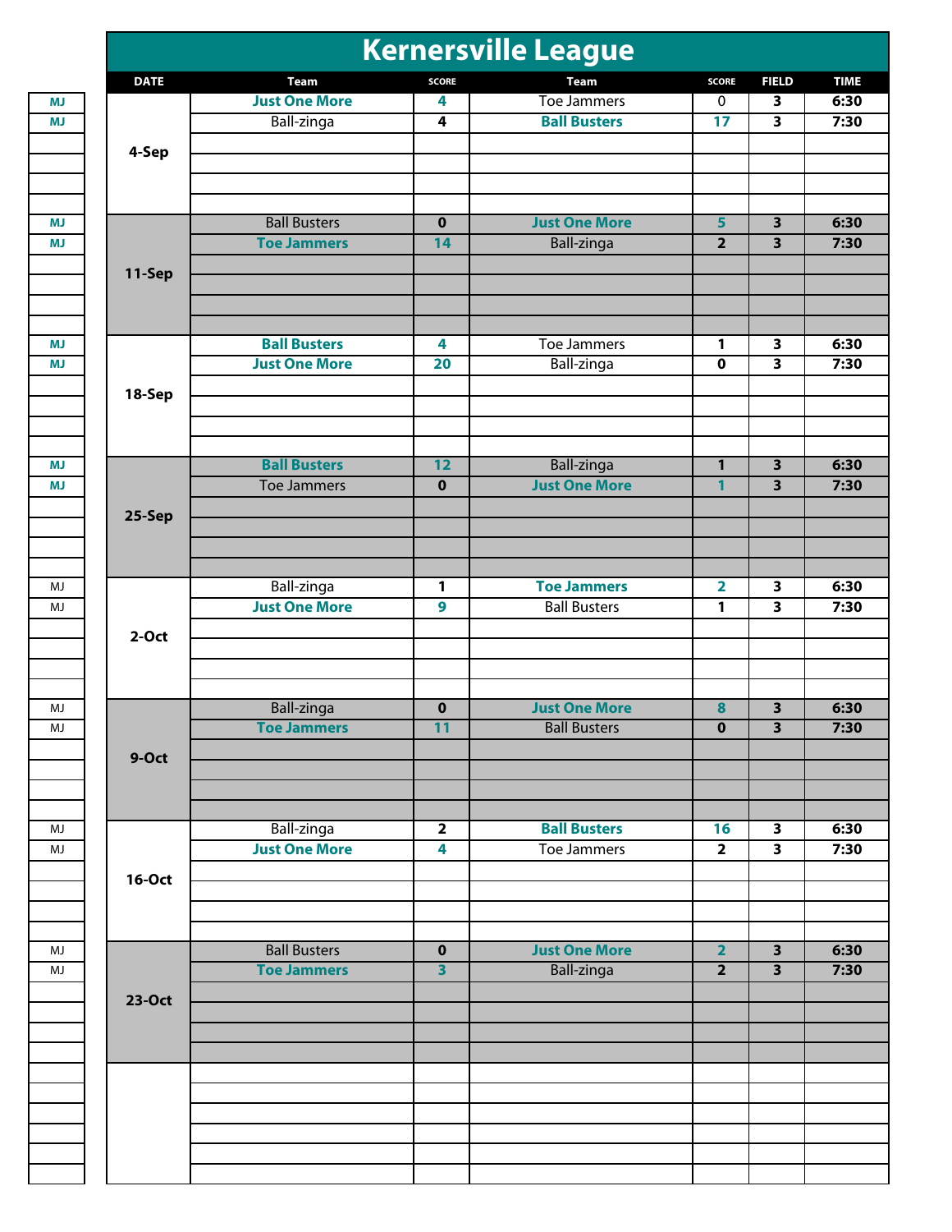# Kernersville League

| | DATE | Team | SCORE | Team | SCORE | FIELD | TIME |
|---|---|---|---|---|---|---|---|
| MJ | 4-Sep | **Just One More** | 4 | Toe Jammers | 0 | 3 | 6:30 |
| MJ | | Ball-zinga | 4 | **Ball Busters** | 17 | 3 | 7:30 |
| MJ | 11-Sep | Ball Busters | 0 | **Just One More** | 5 | 3 | 6:30 |
| MJ | | **Toe Jammers** | 14 | Ball-zinga | 2 | 3 | 7:30 |
| MJ | 18-Sep | **Ball Busters** | 4 | Toe Jammers | 1 | 3 | 6:30 |
| MJ | | **Just One More** | 20 | Ball-zinga | 0 | 3 | 7:30 |
| MJ | 25-Sep | **Ball Busters** | 12 | Ball-zinga | 1 | 3 | 6:30 |
| MJ | | Toe Jammers | 0 | **Just One More** | 1 | 3 | 7:30 |
| MJ | 2-Oct | Ball-zinga | 1 | **Toe Jammers** | 2 | 3 | 6:30 |
| MJ | | **Just One More** | 9 | Ball Busters | 1 | 3 | 7:30 |
| MJ | 9-Oct | Ball-zinga | 0 | **Just One More** | 8 | 3 | 6:30 |
| MJ | | **Toe Jammers** | 11 | Ball Busters | 0 | 3 | 7:30 |
| MJ | 16-Oct | Ball-zinga | 2 | **Ball Busters** | 16 | 3 | 6:30 |
| MJ | | **Just One More** | 4 | Toe Jammers | 2 | 3 | 7:30 |
| MJ | 23-Oct | Ball Busters | 0 | **Just One More** | 2 | 3 | 6:30 |
| MJ | | **Toe Jammers** | 3 | Ball-zinga | 2 | 3 | 7:30 |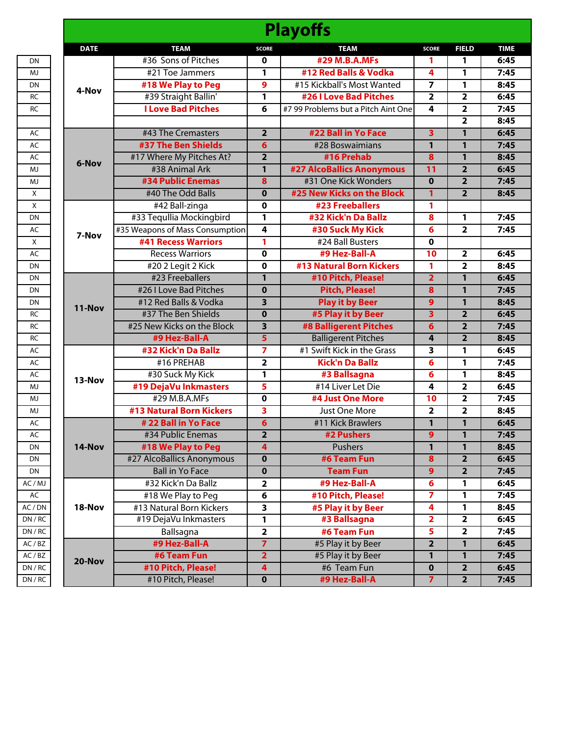# Playoffs

| | DATE | TEAM | SCORE | TEAM | SCORE | FIELD | TIME |
|---|---|---|---|---|---|---|---|
| DN | 4-Nov | #36 Sons of Pitches | 0 | **#29 M.B.A.MFs** | 1 | 1 | 6:45 |
| MJ | | #21 Toe Jammers | 1 | **#12 Red Balls & Vodka** | 4 | 1 | 7:45 |
| DN | | **#18 We Play to Peg** | 9 | #15 Kickball's Most Wanted | 7 | 1 | 8:45 |
| RC | | #39 Straight Ballin' | 1 | **#26 I Love Bad Pitches** | 2 | 2 | 6:45 |
| RC | | **I Love Bad Pitches** | 6 | #7 99 Problems but a Pitch Aint One | 4 | 2 | 7:45 |
| | | | | | | 2 | 8:45 |
| AC | 6-Nov | #43 The Cremasters | 2 | **#22 Ball in Yo Face** | 3 | 1 | 6:45 |
| AC | | **#37 The Ben Shields** | 6 | #28 Boswaimians | 1 | 1 | 7:45 |
| AC | | #17 Where My Pitches At? | 2 | **#16 Prehab** | 8 | 1 | 8:45 |
| MJ | | #38 Animal Ark | 1 | **#27 AlcoBallics Anonymous** | 11 | 2 | 6:45 |
| MJ | | **#34 Public Enemas** | 8 | #31 One Kick Wonders | 0 | 2 | 7:45 |
| X | | #40 The Odd Balls | 0 | **#25 New Kicks on the Block** | 1 | 2 | 8:45 |
| X | 7-Nov | #42 Ball-zinga | 0 | **#23 Freeballers** | 1 | | |
| DN | | #33 Tequllia Mockingbird | 1 | **#32 Kick'n Da Ballz** | 8 | 1 | 7:45 |
| AC | | #35 Weapons of Mass Consumption | 4 | **#30 Suck My Kick** | 6 | 2 | 7:45 |
| X | | **#41 Recess Warriors** | 1 | #24 Ball Busters | 0 | | |
| AC | | Recess Warriors | 0 | **#9 Hez-Ball-A** | 10 | 2 | 6:45 |
| DN | | #20 2 Legit 2 Kick | 0 | **#13 Natural Born Kickers** | 1 | 2 | 8:45 |
| DN | 11-Nov | #23 Freeballers | 1 | **#10 Pitch, Please!** | 2 | 1 | 6:45 |
| DN | | #26 I Love Bad Pitches | 0 | **Pitch, Please!** | 8 | 1 | 7:45 |
| DN | | #12 Red Balls & Vodka | 3 | **Play it by Beer** | 9 | 1 | 8:45 |
| RC | | #37 The Ben Shields | 0 | **#5 Play it by Beer** | 3 | 2 | 6:45 |
| RC | | #25 New Kicks on the Block | 3 | **#8 Balligerent Pitches** | 6 | 2 | 7:45 |
| RC | | **#9 Hez-Ball-A** | 5 | Balligerent Pitches | 4 | 2 | 8:45 |
| AC | 13-Nov | **#32 Kick'n Da Ballz** | 7 | #1 Swift Kick in the Grass | 3 | 1 | 6:45 |
| AC | | #16 PREHAB | 2 | **Kick'n Da Ballz** | 6 | 1 | 7:45 |
| AC | | #30 Suck My Kick | 1 | **#3 Ballsagna** | 6 | 1 | 8:45 |
| MJ | | **#19 DejaVu Inkmasters** | 5 | #14 Liver Let Die | 4 | 2 | 6:45 |
| MJ | | #29 M.B.A.MFs | 0 | **#4 Just One More** | 10 | 2 | 7:45 |
| MJ | | **#13 Natural Born Kickers** | 3 | Just One More | 2 | 2 | 8:45 |
| AC | 14-Nov | **# 22 Ball in Yo Face** | 6 | #11 Kick Brawlers | 1 | 1 | 6:45 |
| AC | | #34 Public Enemas | 2 | **#2 Pushers** | 9 | 1 | 7:45 |
| DN | | **#18 We Play to Peg** | 4 | Pushers | 1 | 1 | 8:45 |
| DN | | #27 AlcoBallics Anonymous | 0 | **#6 Team Fun** | 8 | 2 | 6:45 |
| DN | | Ball in Yo Face | 0 | **Team Fun** | 9 | 2 | 7:45 |
| AC / MJ | 18-Nov | #32 Kick'n Da Ballz | 2 | **#9 Hez-Ball-A** | 6 | 1 | 6:45 |
| AC | | #18 We Play to Peg | 6 | **#10 Pitch, Please!** | 7 | 1 | 7:45 |
| AC / DN | | #13 Natural Born Kickers | 3 | **#5 Play it by Beer** | 4 | 1 | 8:45 |
| DN / RC | | #19 DejaVu Inkmasters | 1 | **#3 Ballsagna** | 2 | 2 | 6:45 |
| DN / RC | | Ballsagna | 2 | **#6 Team Fun** | 5 | 2 | 7:45 |
| AC / BZ | 20-Nov | **#9 Hez-Ball-A** | 7 | #5 Play it by Beer | 2 | 1 | 6:45 |
| AC / BZ | | **#6 Team Fun** | 2 | #5 Play it by Beer | 1 | 1 | 7:45 |
| DN / RC | | **#10 Pitch, Please!** | 4 | #6 Team Fun | 0 | 2 | 6:45 |
| DN / RC | | #10 Pitch, Please! | 0 | **#9 Hez-Ball-A** | 7 | 2 | 7:45 |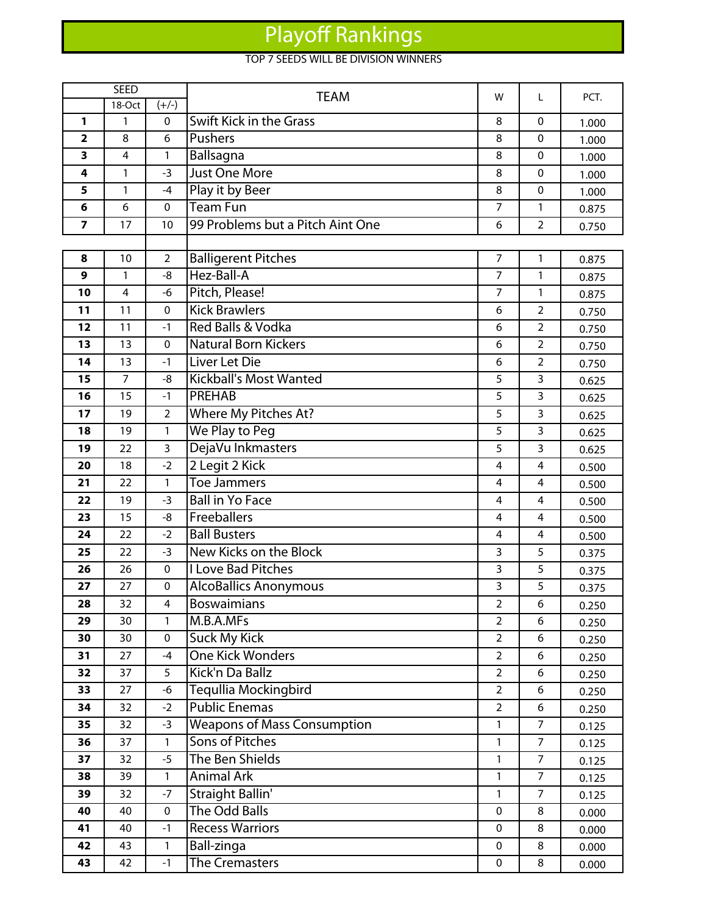# Playoff Rankings

TOP 7 SEEDS WILL BE DIVISION WINNERS

| SEED | | | TEAM | W | L | PCT. |
|---|---|---|---|---|---|---|
| | 18-Oct | (+/-) | | | | |
| **1** | 1 | 0 | Swift Kick in the Grass | 8 | 0 | 1.000 |
| **2** | 8 | 6 | Pushers | 8 | 0 | 1.000 |
| **3** | 4 | 1 | Ballsagna | 8 | 0 | 1.000 |
| **4** | 1 | -3 | Just One More | 8 | 0 | 1.000 |
| **5** | 1 | -4 | Play it by Beer | 8 | 0 | 1.000 |
| **6** | 6 | 0 | Team Fun | 7 | 1 | 0.875 |
| **7** | 17 | 10 | 99 Problems but a Pitch Aint One | 6 | 2 | 0.750 |
| | | | | | | |
| **8** | 10 | 2 | Balligerent Pitches | 7 | 1 | 0.875 |
| **9** | 1 | -8 | Hez-Ball-A | 7 | 1 | 0.875 |
| **10** | 4 | -6 | Pitch, Please! | 7 | 1 | 0.875 |
| **11** | 11 | 0 | Kick Brawlers | 6 | 2 | 0.750 |
| **12** | 11 | -1 | Red Balls & Vodka | 6 | 2 | 0.750 |
| **13** | 13 | 0 | Natural Born Kickers | 6 | 2 | 0.750 |
| **14** | 13 | -1 | Liver Let Die | 6 | 2 | 0.750 |
| **15** | 7 | -8 | Kickball's Most Wanted | 5 | 3 | 0.625 |
| **16** | 15 | -1 | PREHAB | 5 | 3 | 0.625 |
| **17** | 19 | 2 | Where My Pitches At? | 5 | 3 | 0.625 |
| **18** | 19 | 1 | We Play to Peg | 5 | 3 | 0.625 |
| **19** | 22 | 3 | DejaVu Inkmasters | 5 | 3 | 0.625 |
| **20** | 18 | -2 | 2 Legit 2 Kick | 4 | 4 | 0.500 |
| **21** | 22 | 1 | Toe Jammers | 4 | 4 | 0.500 |
| **22** | 19 | -3 | Ball in Yo Face | 4 | 4 | 0.500 |
| **23** | 15 | -8 | Freeballers | 4 | 4 | 0.500 |
| **24** | 22 | -2 | Ball Busters | 4 | 4 | 0.500 |
| **25** | 22 | -3 | New Kicks on the Block | 3 | 5 | 0.375 |
| **26** | 26 | 0 | I Love Bad Pitches | 3 | 5 | 0.375 |
| **27** | 27 | 0 | AlcoBallics Anonymous | 3 | 5 | 0.375 |
| **28** | 32 | 4 | Boswaimians | 2 | 6 | 0.250 |
| **29** | 30 | 1 | M.B.A.MFs | 2 | 6 | 0.250 |
| **30** | 30 | 0 | Suck My Kick | 2 | 6 | 0.250 |
| **31** | 27 | -4 | One Kick Wonders | 2 | 6 | 0.250 |
| **32** | 37 | 5 | Kick'n Da Ballz | 2 | 6 | 0.250 |
| **33** | 27 | -6 | Tequllia Mockingbird | 2 | 6 | 0.250 |
| **34** | 32 | -2 | Public Enemas | 2 | 6 | 0.250 |
| **35** | 32 | -3 | Weapons of Mass Consumption | 1 | 7 | 0.125 |
| **36** | 37 | 1 | Sons of Pitches | 1 | 7 | 0.125 |
| **37** | 32 | -5 | The Ben Shields | 1 | 7 | 0.125 |
| **38** | 39 | 1 | Animal Ark | 1 | 7 | 0.125 |
| **39** | 32 | -7 | Straight Ballin' | 1 | 7 | 0.125 |
| **40** | 40 | 0 | The Odd Balls | 0 | 8 | 0.000 |
| **41** | 40 | -1 | Recess Warriors | 0 | 8 | 0.000 |
| **42** | 43 | 1 | Ball-zinga | 0 | 8 | 0.000 |
| **43** | 42 | -1 | The Cremasters | 0 | 8 | 0.000 |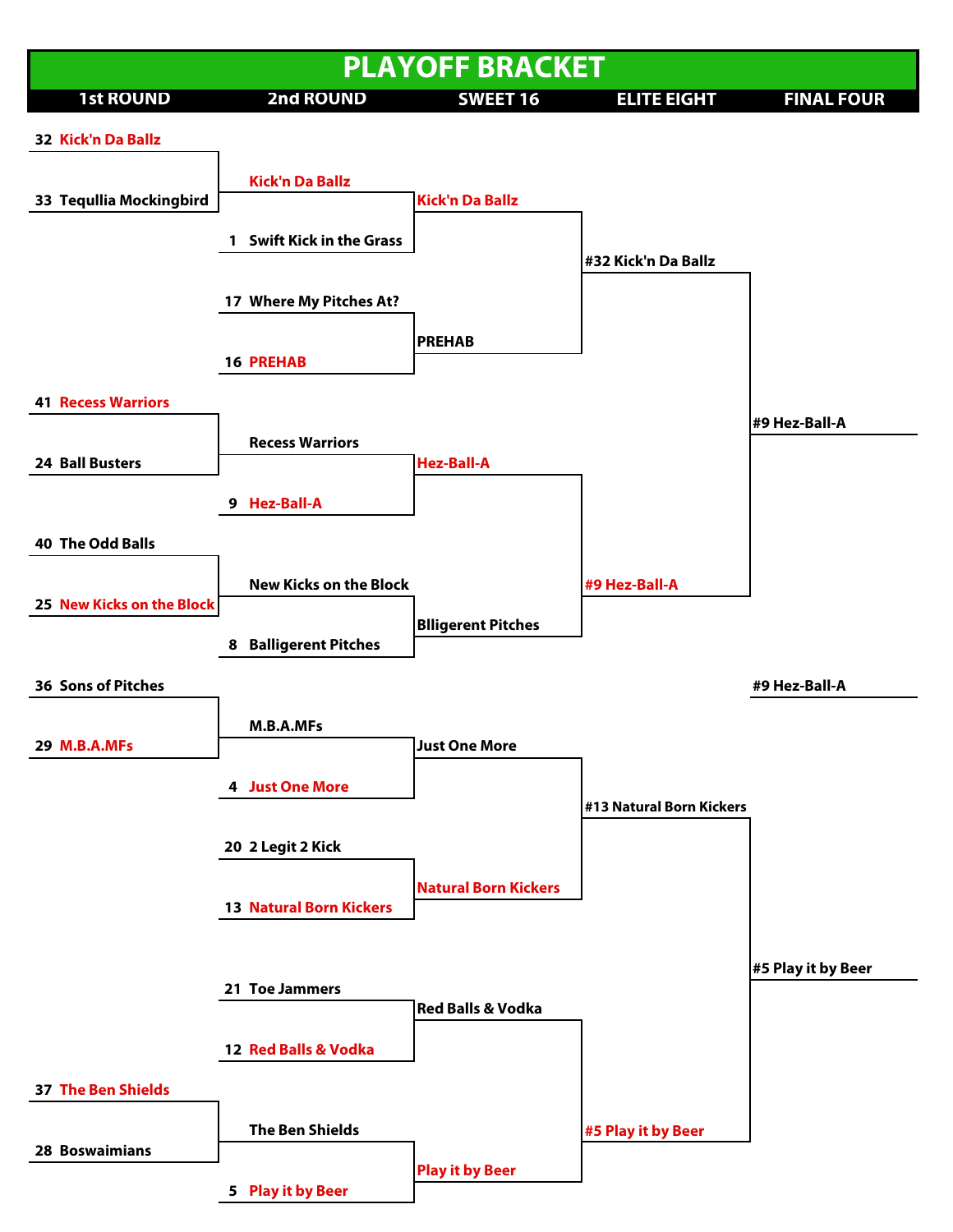# PLAYOFF BRACKET

| 1st ROUND | 2nd ROUND | SWEET 16 | ELITE EIGHT | FINAL FOUR |
|---|---|---|---|---|
| 32 Kick'n Da Ballz | | | | |
| 33 Tequllia Mockingbird | Kick'n Da Ballz | Kick'n Da Ballz | | |
| | 1 Swift Kick in the Grass | | #32 Kick'n Da Ballz | |
| | 17 Where My Pitches At? | PREHAB | | |
| | 16 PREHAB | | | |
| 41 Recess Warriors | | | | #9 Hez-Ball-A |
| 24 Ball Busters | Recess Warriors | Hez-Ball-A | | |
| | 9 Hez-Ball-A | | | |
| 40 The Odd Balls | | | #9 Hez-Ball-A | |
| 25 New Kicks on the Block | New Kicks on the Block | Blligerent Pitches | | |
| | 8 Balligerent Pitches | | | |
| | | | | #9 Hez-Ball-A |
| 36 Sons of Pitches | | | | |
| 29 M.B.A.MFs | M.B.A.MFs | Just One More | | |
| | 4 Just One More | | #13 Natural Born Kickers | |
| | 20 2 Legit 2 Kick | Natural Born Kickers | | |
| | 13 Natural Born Kickers | | | |
| | 21 Toe Jammers | Red Balls & Vodka | | #5 Play it by Beer |
| | 12 Red Balls & Vodka | | | |
| 37 The Ben Shields | | | #5 Play it by Beer | |
| 28 Boswaimians | The Ben Shields | Play it by Beer | | |
| | 5 Play it by Beer | | | |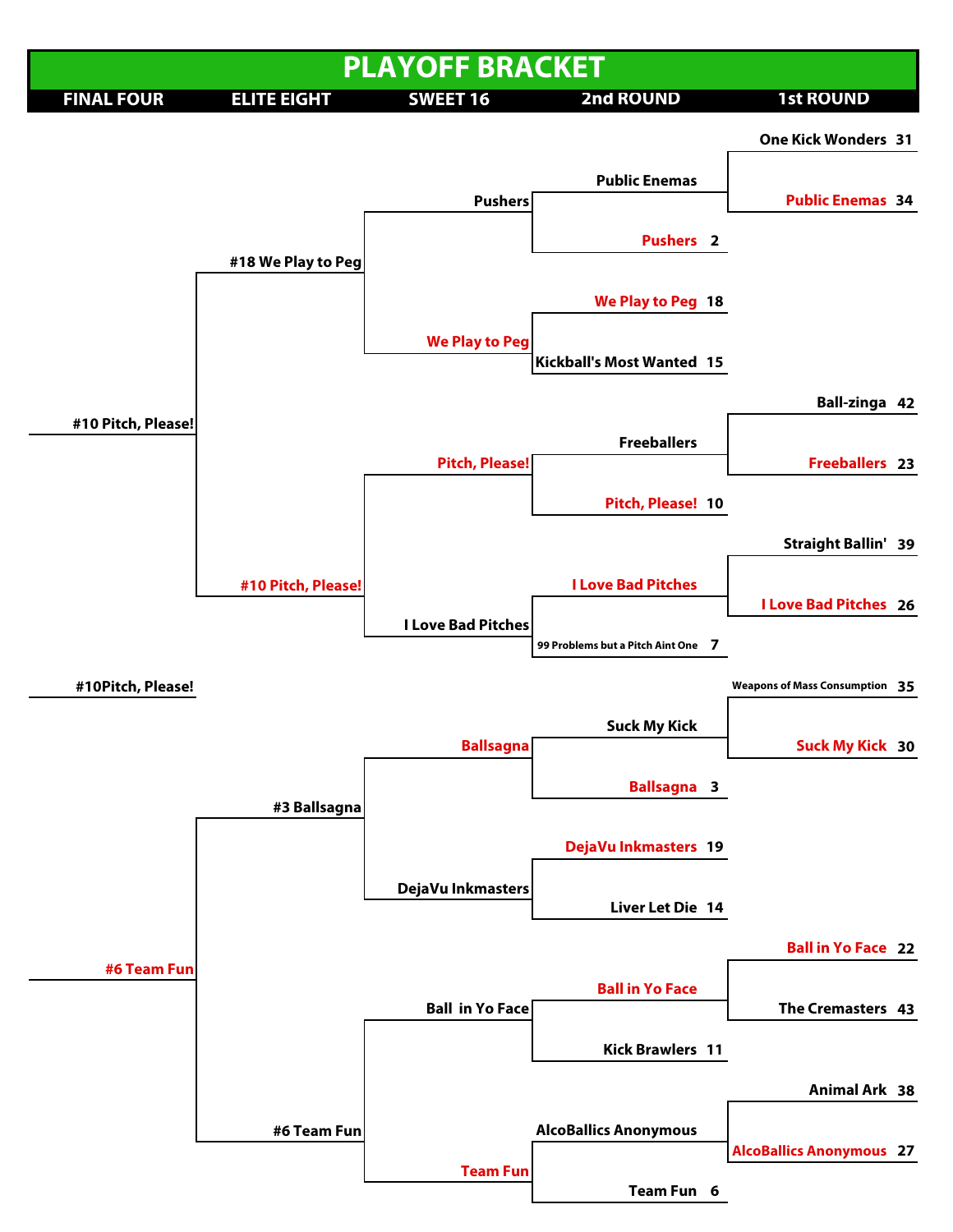# PLAYOFF BRACKET

| FINAL FOUR | ELITE EIGHT | SWEET 16 | 2nd ROUND | 1st ROUND |
|---|---|---|---|---|
| | | | | One Kick Wonders 31 |
| | | | Public Enemas | |
| | | Pushers | | Public Enemas 34 |
| | | | Pushers 2 | |
| | #18 We Play to Peg | | | |
| | | | We Play to Peg 18 | |
| | | We Play to Peg | | |
| | | | Kickball's Most Wanted 15 | |
| | | | | Ball-zinga 42 |
| #10 Pitch, Please! | | | | |
| | | | Freeballers | |
| | | Pitch, Please! | | Freeballers 23 |
| | | | Pitch, Please! 10 | |
| | | | | Straight Ballin' 39 |
| | #10 Pitch, Please! | | I Love Bad Pitches | |
| | | | | I Love Bad Pitches 26 |
| | | I Love Bad Pitches | | |
| | | | 99 Problems but a Pitch Aint One 7 | |
| #10Pitch, Please! | | | | Weapons of Mass Consumption 35 |
| | | | Suck My Kick | |
| | | Ballsagna | | Suck My Kick 30 |
| | | | Ballsagna 3 | |
| | #3 Ballsagna | | | |
| | | | DejaVu Inkmasters 19 | |
| | | DejaVu Inkmasters | | |
| | | | Liver Let Die 14 | |
| | | | | Ball in Yo Face 22 |
| #6 Team Fun | | | Ball in Yo Face | |
| | | Ball in Yo Face | | The Cremasters 43 |
| | | | Kick Brawlers 11 | |
| | | | | Animal Ark 38 |
| | #6 Team Fun | | AlcoBallics Anonymous | |
| | | | | AlcoBallics Anonymous 27 |
| | | Team Fun | | |
| | | | Team Fun 6 | |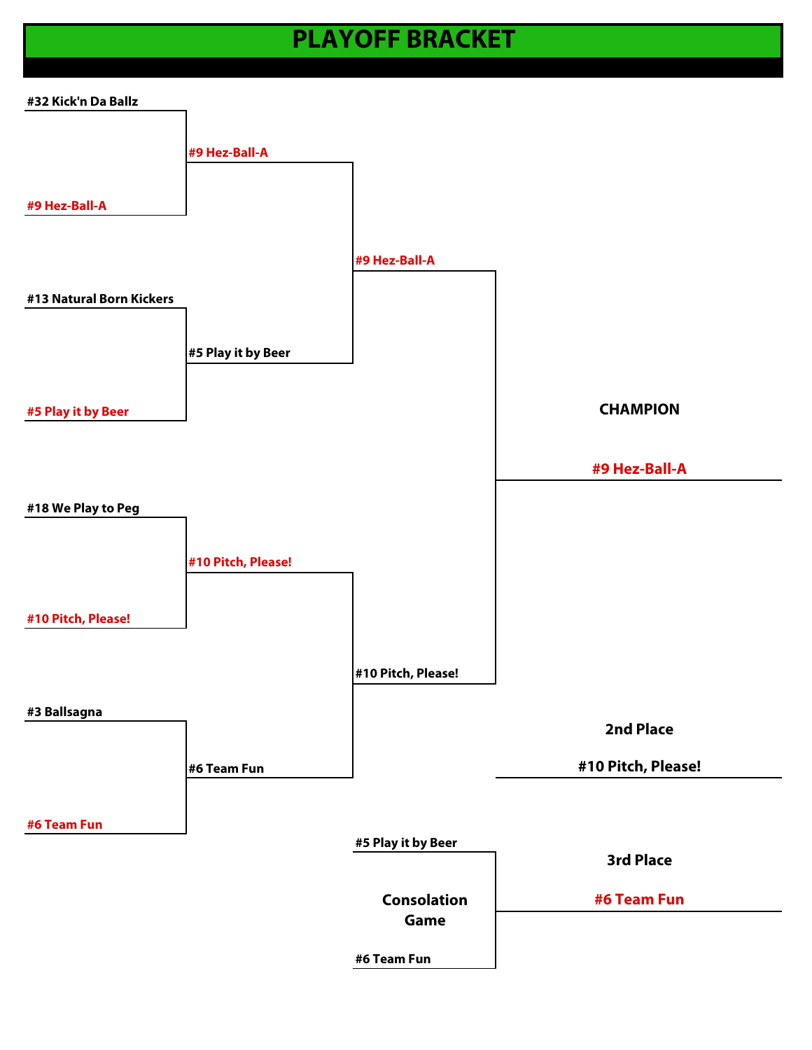# PLAYOFF BRACKET

#32 Kick'n Da Ballz

#9 Hez-Ball-A

#9 Hez-Ball-A

#13 Natural Born Kickers

#5 Play it by Beer

#5 Play it by Beer

#9 Hez-Ball-A

#18 We Play to Peg

#10 Pitch, Please!

#10 Pitch, Please!

#3 Ballsagna

#6 Team Fun

#6 Team Fun

#10 Pitch, Please!

**CHAMPION**

**#9 Hez-Ball-A**

**2nd Place**

**#10 Pitch, Please!**

**Consolation Game**

#5 Play it by Beer

#6 Team Fun

**3rd Place**

**#6 Team Fun**